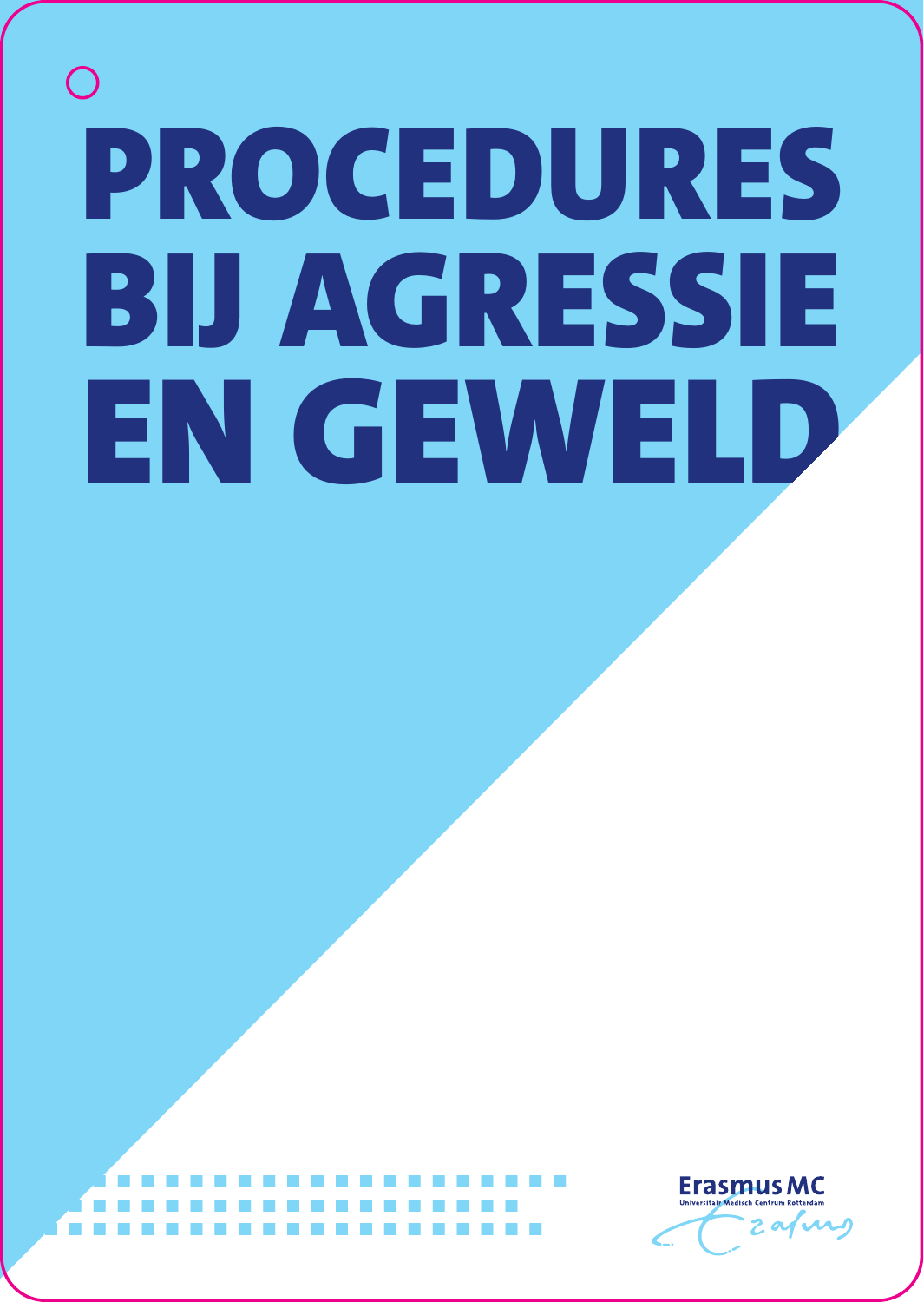# PROCEDURES BIJ AGRESSIE EN GEWELD

Erasmus MC
Universitair Medisch Centrum Rotterdam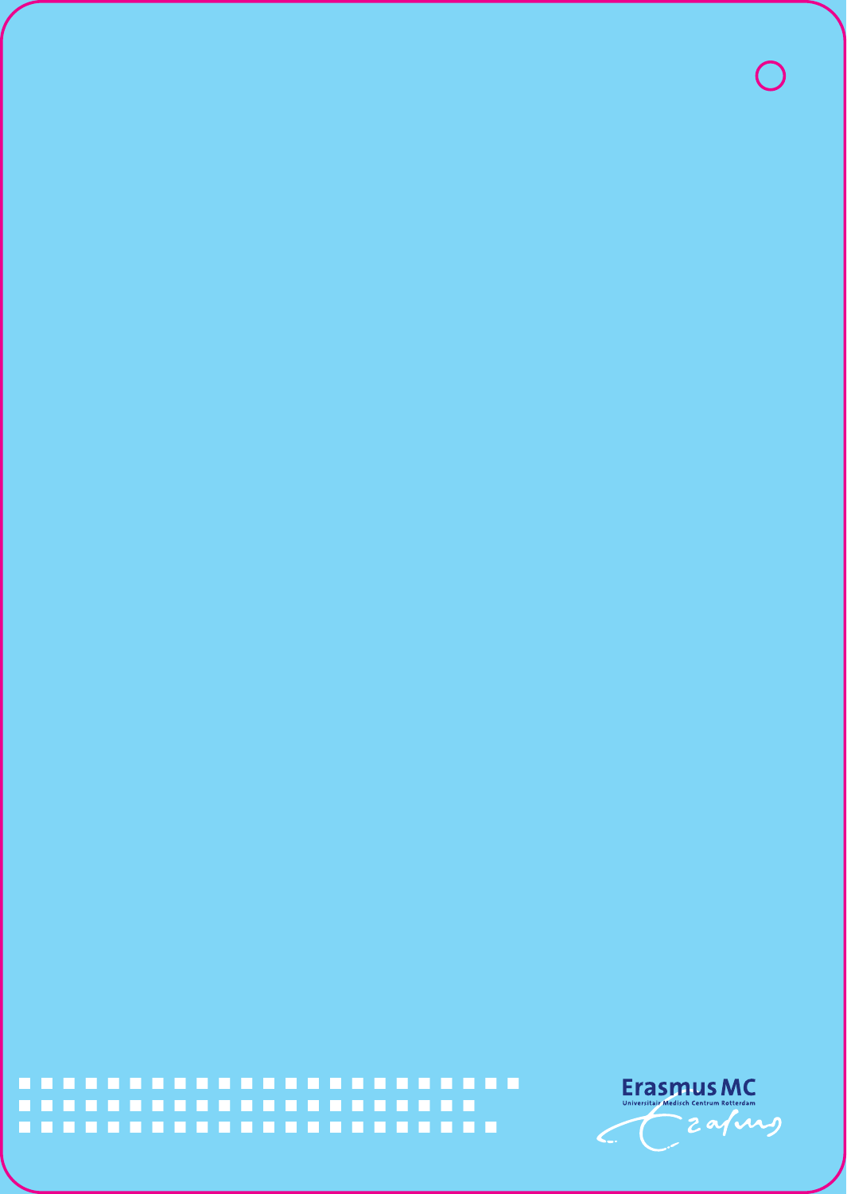Erasmus MC

Universitair Medisch Centrum Rotterdam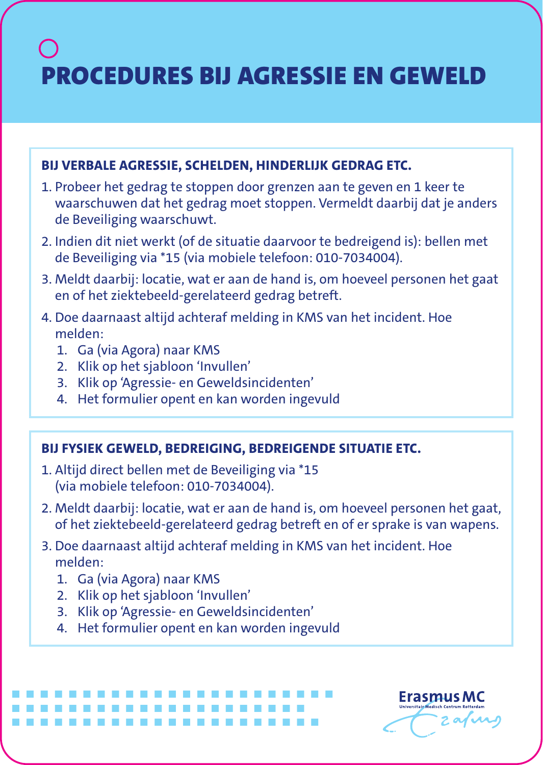# PROCEDURES BIJ AGRESSIE EN GEWELD

## BIJ VERBALE AGRESSIE, SCHELDEN, HINDERLIJK GEDRAG ETC.

1. Probeer het gedrag te stoppen door grenzen aan te geven en 1 keer te waarschuwen dat het gedrag moet stoppen. Vermeldt daarbij dat je anders de Beveiliging waarschuwt.
2. Indien dit niet werkt (of de situatie daarvoor te bedreigend is): bellen met de Beveiliging via *15 (via mobiele telefoon: 010-7034004).
3. Meldt daarbij: locatie, wat er aan de hand is, om hoeveel personen het gaat en of het ziektebeeld-gerelateerd gedrag betreft.
4. Doe daarnaast altijd achteraf melding in KMS van het incident. Hoe melden:
   1. Ga (via Agora) naar KMS
   2. Klik op het sjabloon 'Invullen'
   3. Klik op 'Agressie- en Geweldsincidenten'
   4. Het formulier opent en kan worden ingevuld

## BIJ FYSIEK GEWELD, BEDREIGING, BEDREIGENDE SITUATIE ETC.

1. Altijd direct bellen met de Beveiliging via *15 (via mobiele telefoon: 010-7034004).
2. Meldt daarbij: locatie, wat er aan de hand is, om hoeveel personen het gaat, of het ziektebeeld-gerelateerd gedrag betreft en of er sprake is van wapens.
3. Doe daarnaast altijd achteraf melding in KMS van het incident. Hoe melden:
   1. Ga (via Agora) naar KMS
   2. Klik op het sjabloon 'Invullen'
   3. Klik op 'Agressie- en Geweldsincidenten'
   4. Het formulier opent en kan worden ingevuld

Erasmus MC
Universitair Medisch Centrum Rotterdam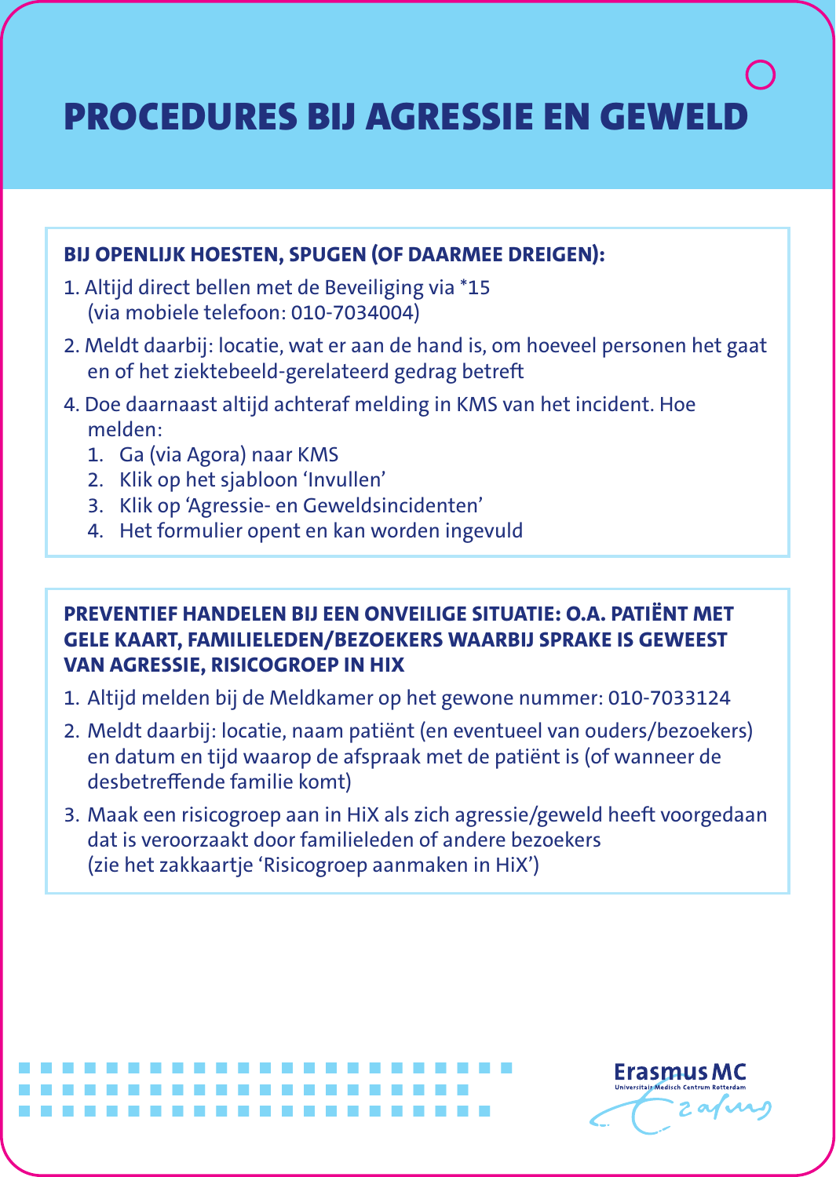# PROCEDURES BIJ AGRESSIE EN GEWELD

**BIJ OPENLIJK HOESTEN, SPUGEN (OF DAARMEE DREIGEN):**

1. Altijd direct bellen met de Beveiliging via *15 (via mobiele telefoon: 010-7034004)
2. Meldt daarbij: locatie, wat er aan de hand is, om hoeveel personen het gaat en of het ziektebeeld-gerelateerd gedrag betreft
4. Doe daarnaast altijd achteraf melding in KMS van het incident. Hoe melden:
   1. Ga (via Agora) naar KMS
   2. Klik op het sjabloon 'Invullen'
   3. Klik op 'Agressie- en Geweldsincidenten'
   4. Het formulier opent en kan worden ingevuld

**PREVENTIEF HANDELEN BIJ EEN ONVEILIGE SITUATIE: O.A. PATIËNT MET GELE KAART, FAMILIELEDEN/BEZOEKERS WAARBIJ SPRAKE IS GEWEEST VAN AGRESSIE, RISICOGROEP IN HIX**

1. Altijd melden bij de Meldkamer op het gewone nummer: 010-7033124
2. Meldt daarbij: locatie, naam patiënt (en eventueel van ouders/bezoekers) en datum en tijd waarop de afspraak met de patiënt is (of wanneer de desbetreffende familie komt)
3. Maak een risicogroep aan in HiX als zich agressie/geweld heeft voorgedaan dat is veroorzaakt door familieleden of andere bezoekers (zie het zakkaartje 'Risicogroep aanmaken in HiX')

Erasmus MC
Universitair Medisch Centrum Rotterdam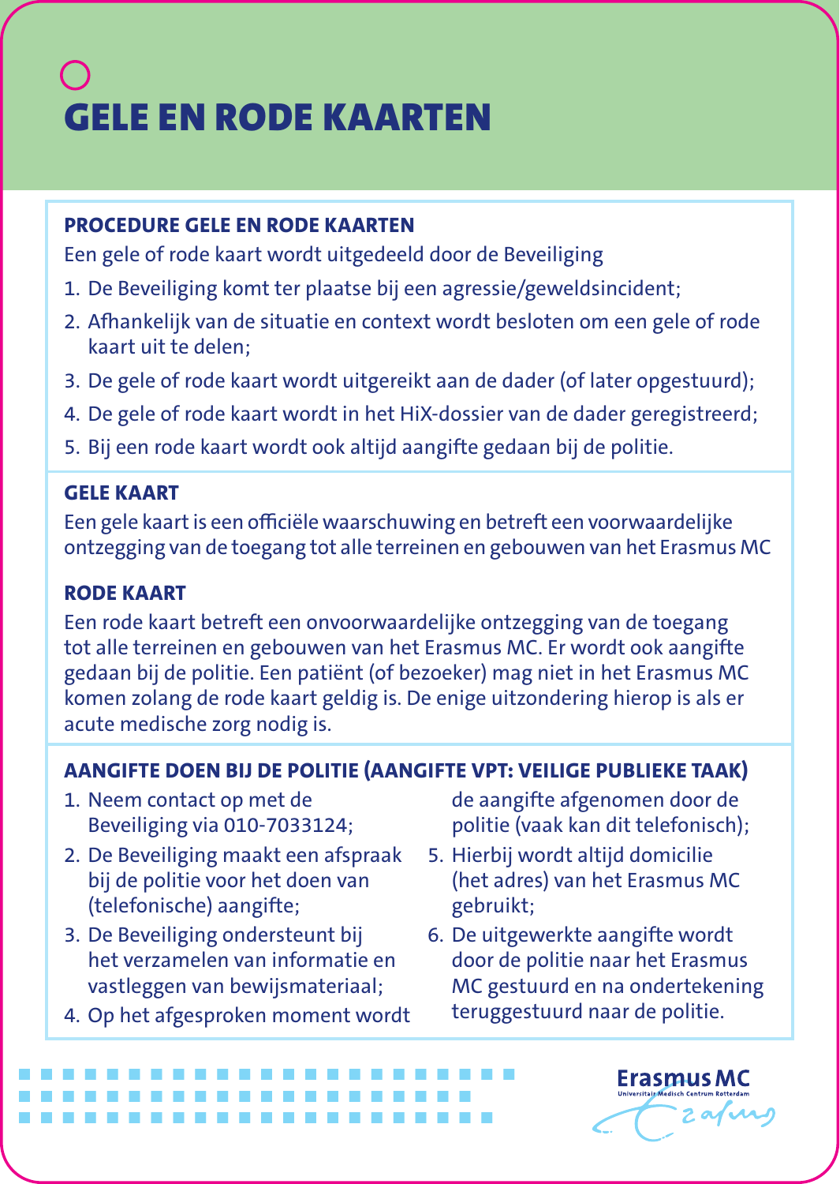# GELE EN RODE KAARTEN

## PROCEDURE GELE EN RODE KAARTEN

Een gele of rode kaart wordt uitgedeeld door de Beveiliging

1. De Beveiliging komt ter plaatse bij een agressie/geweldsincident;
2. Afhankelijk van de situatie en context wordt besloten om een gele of rode kaart uit te delen;
3. De gele of rode kaart wordt uitgereikt aan de dader (of later opgestuurd);
4. De gele of rode kaart wordt in het HiX-dossier van de dader geregistreerd;
5. Bij een rode kaart wordt ook altijd aangifte gedaan bij de politie.

## GELE KAART

Een gele kaart is een officiële waarschuwing en betreft een voorwaardelijke ontzegging van de toegang tot alle terreinen en gebouwen van het Erasmus MC

## RODE KAART

Een rode kaart betreft een onvoorwaardelijke ontzegging van de toegang tot alle terreinen en gebouwen van het Erasmus MC. Er wordt ook aangifte gedaan bij de politie. Een patiënt (of bezoeker) mag niet in het Erasmus MC komen zolang de rode kaart geldig is. De enige uitzondering hierop is als er acute medische zorg nodig is.

## AANGIFTE DOEN BIJ DE POLITIE (AANGIFTE VPT: VEILIGE PUBLIEKE TAAK)

1. Neem contact op met de Beveiliging via 010-7033124;
2. De Beveiliging maakt een afspraak bij de politie voor het doen van (telefonische) aangifte;
3. De Beveiliging ondersteunt bij het verzamelen van informatie en vastleggen van bewijsmateriaal;
4. Op het afgesproken moment wordt de aangifte afgenomen door de politie (vaak kan dit telefonisch);
5. Hierbij wordt altijd domicilie (het adres) van het Erasmus MC gebruikt;
6. De uitgewerkte aangifte wordt door de politie naar het Erasmus MC gestuurd en na ondertekening teruggestuurd naar de politie.

Erasmus MC
Universitair Medisch Centrum Rotterdam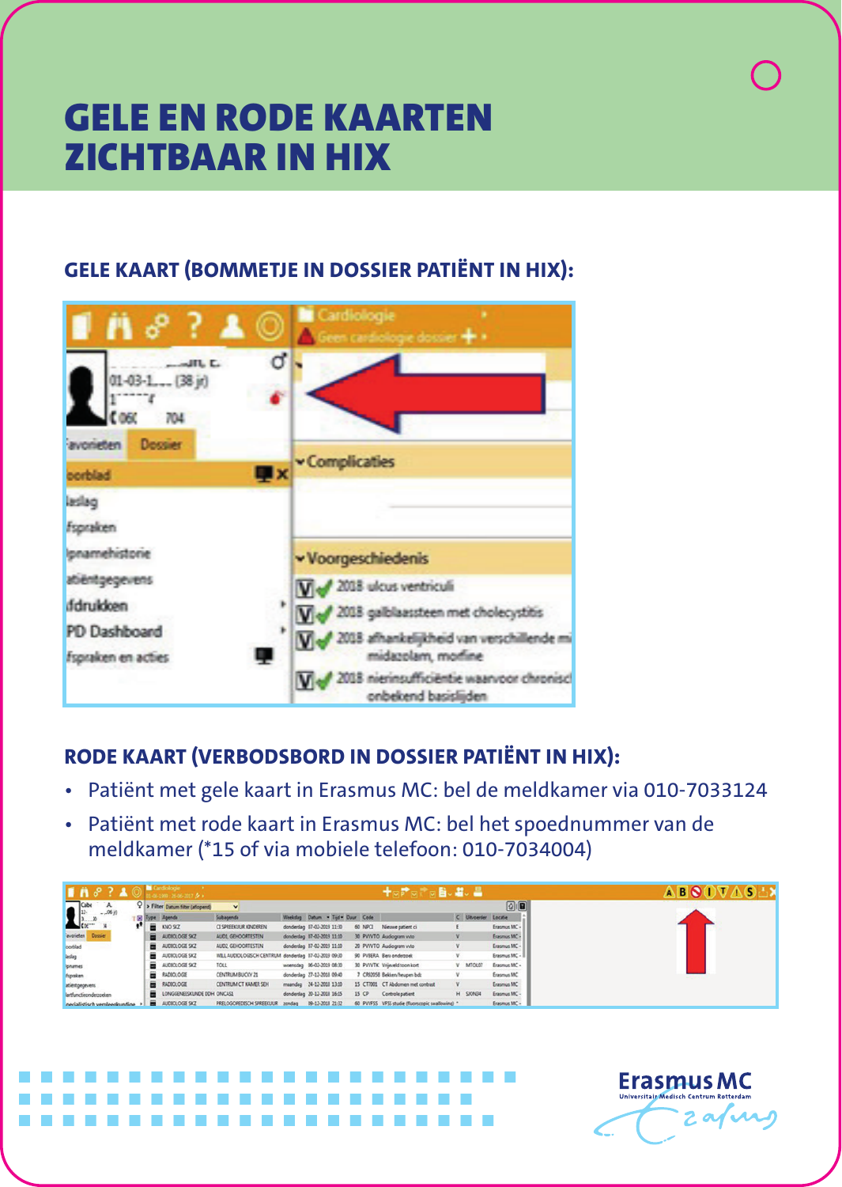# GELE EN RODE KAARTEN ZICHTBAAR IN HIX

## GELE KAART (BOMMETJE IN DOSSIER PATIËNT IN HIX):

## RODE KAART (VERBODSBORD IN DOSSIER PATIËNT IN HIX):

- Patiënt met gele kaart in Erasmus MC: bel de meldkamer via 010-7033124
- Patiënt met rode kaart in Erasmus MC: bel het spoednummer van de meldkamer (*15 of via mobiele telefoon: 010-7034004)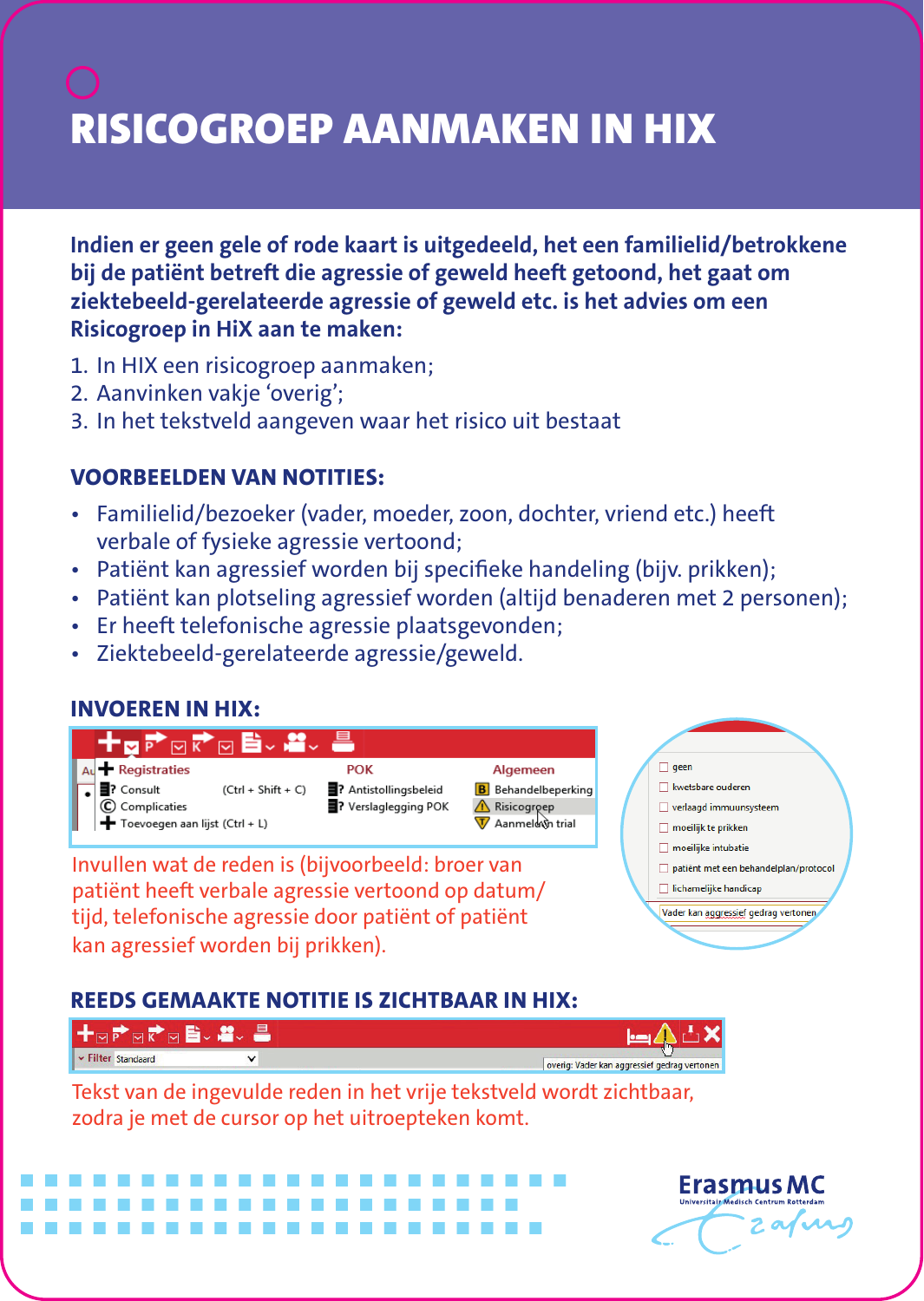# RISICOGROEP AANMAKEN IN HIX

**Indien er geen gele of rode kaart is uitgedeeld, het een familielid/betrokkene bij de patiënt betreft die agressie of geweld heeft getoond, het gaat om ziektebeeld-gerelateerde agressie of geweld etc. is het advies om een Risicogroep in HiX aan te maken:**

1. In HIX een risicogroep aanmaken;
2. Aanvinken vakje 'overig';
3. In het tekstveld aangeven waar het risico uit bestaat

## VOORBEELDEN VAN NOTITIES:

- Familielid/bezoeker (vader, moeder, zoon, dochter, vriend etc.) heeft verbale of fysieke agressie vertoond;
- Patiënt kan agressief worden bij specifieke handeling (bijv. prikken);
- Patiënt kan plotseling agressief worden (altijd benaderen met 2 personen);
- Er heeft telefonische agressie plaatsgevonden;
- Ziektebeeld-gerelateerde agressie/geweld.

## INVOEREN IN HIX:

Registraties
Consult (Ctrl + Shift + C)
Complicaties
Toevoegen aan lijst (Ctrl + L)
POK
Antistollingsbeleid
Verslaglegging POK
Algemeen
Behandelbeperking
Risicogroep
Aanmelden trial

geen
kwetsbare ouderen
verlaagd immuunsysteem
moeilijk te prikken
moeilijke intubatie
patiënt met een behandelplan/protocol
lichamelijke handicap
Vader kan aggressief gedrag vertonen

Invullen wat de reden is (bijvoorbeeld: broer van patiënt heeft verbale agressie vertoond op datum/tijd, telefonische agressie door patiënt of patiënt kan agressief worden bij prikken).

## REEDS GEMAAKTE NOTITIE IS ZICHTBAAR IN HIX:

Filter Standaard
overig: Vader kan aggressief gedrag vertonen

Tekst van de ingevulde reden in het vrije tekstveld wordt zichtbaar, zodra je met de cursor op het uitroepteken komt.

Erasmus MC
Universitair Medisch Centrum Rotterdam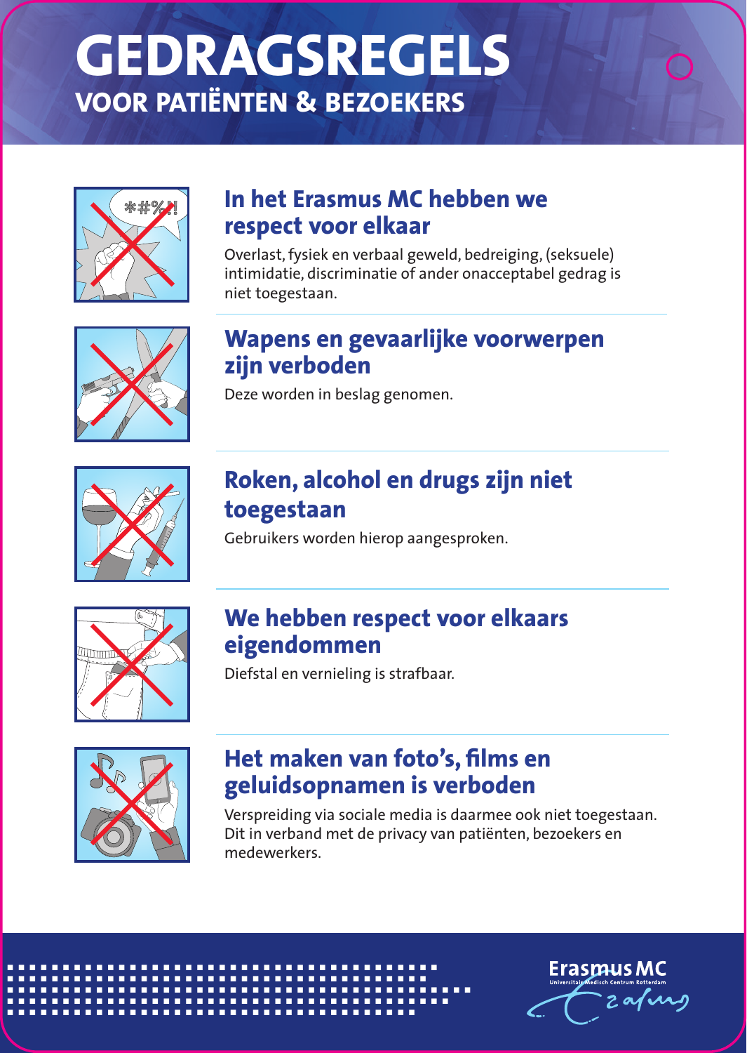# GEDRAGSREGELS

## VOOR PATIËNTEN & BEZOEKERS

### In het Erasmus MC hebben we respect voor elkaar

Overlast, fysiek en verbaal geweld, bedreiging, (seksuele) intimidatie, discriminatie of ander onacceptabel gedrag is niet toegestaan.

### Wapens en gevaarlijke voorwerpen zijn verboden

Deze worden in beslag genomen.

### Roken, alcohol en drugs zijn niet toegestaan

Gebruikers worden hierop aangesproken.

### We hebben respect voor elkaars eigendommen

Diefstal en vernieling is strafbaar.

### Het maken van foto's, films en geluidsopnamen is verboden

Verspreiding via sociale media is daarmee ook niet toegestaan. Dit in verband met de privacy van patiënten, bezoekers en medewerkers.

Erasmus MC
Universitair Medisch Centrum Rotterdam